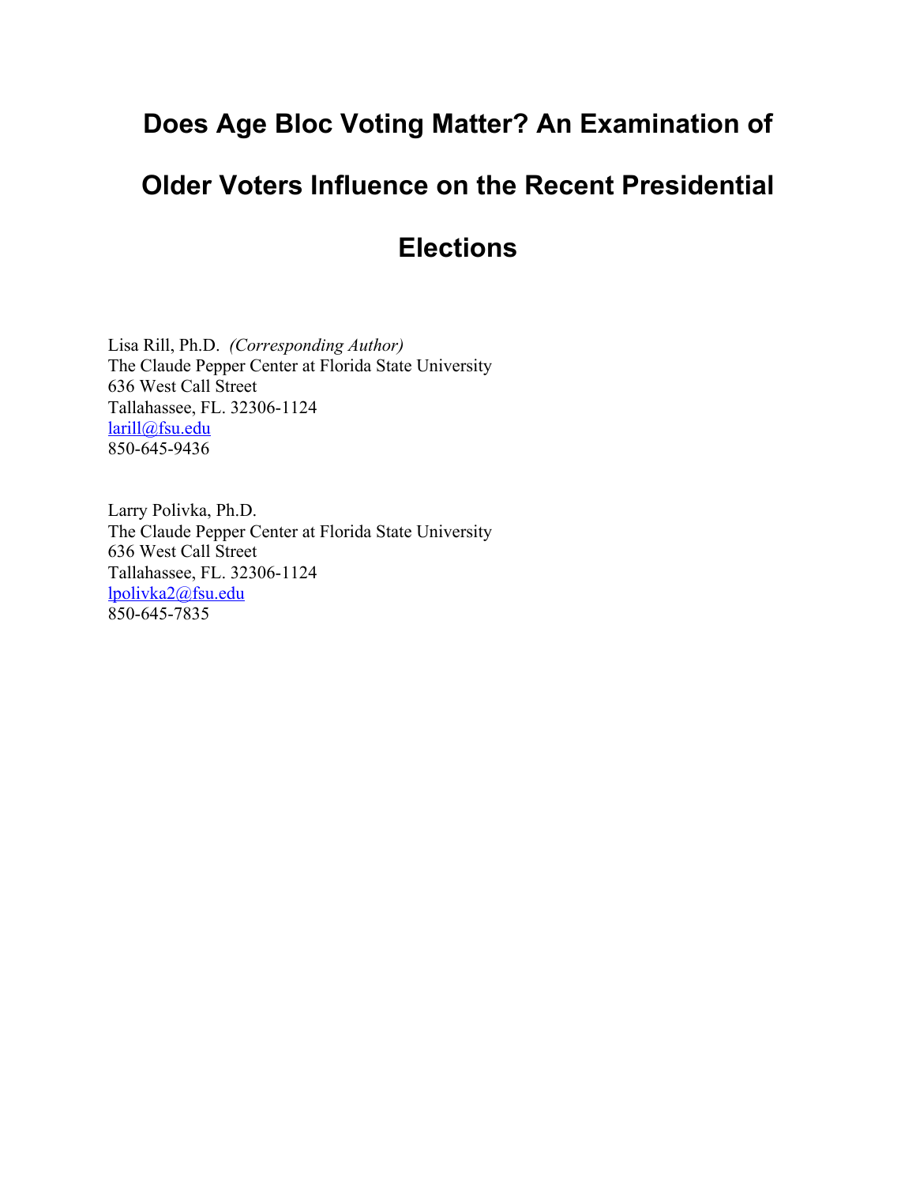# Does Age Bloc Voting Matter? An Examination of Older Voters Influence on the Recent Presidential Elections

Lisa Rill, Ph.D. *(Corresponding Author)*
The Claude Pepper Center at Florida State University
636 West Call Street
Tallahassee, FL. 32306-1124
larill@fsu.edu
850-645-9436

Larry Polivka, Ph.D.
The Claude Pepper Center at Florida State University
636 West Call Street
Tallahassee, FL. 32306-1124
lpolivka2@fsu.edu
850-645-7835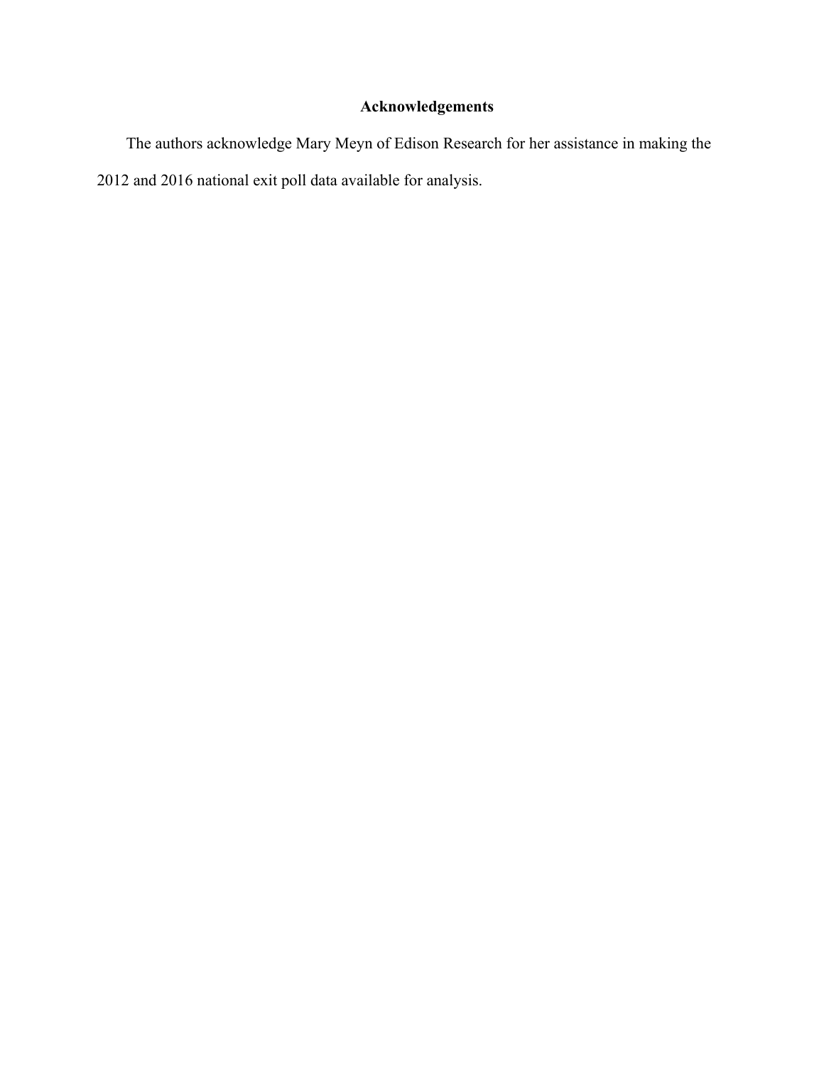## Acknowledgements

The authors acknowledge Mary Meyn of Edison Research for her assistance in making the 2012 and 2016 national exit poll data available for analysis.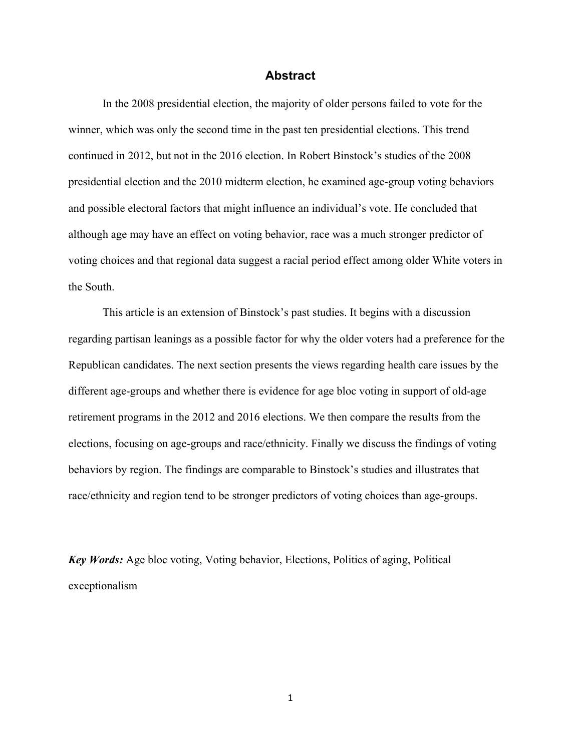## Abstract

In the 2008 presidential election, the majority of older persons failed to vote for the winner, which was only the second time in the past ten presidential elections. This trend continued in 2012, but not in the 2016 election. In Robert Binstock's studies of the 2008 presidential election and the 2010 midterm election, he examined age-group voting behaviors and possible electoral factors that might influence an individual's vote. He concluded that although age may have an effect on voting behavior, race was a much stronger predictor of voting choices and that regional data suggest a racial period effect among older White voters in the South.

This article is an extension of Binstock's past studies. It begins with a discussion regarding partisan leanings as a possible factor for why the older voters had a preference for the Republican candidates. The next section presents the views regarding health care issues by the different age-groups and whether there is evidence for age bloc voting in support of old-age retirement programs in the 2012 and 2016 elections. We then compare the results from the elections, focusing on age-groups and race/ethnicity. Finally we discuss the findings of voting behaviors by region. The findings are comparable to Binstock's studies and illustrates that race/ethnicity and region tend to be stronger predictors of voting choices than age-groups.

***Key Words:*** Age bloc voting, Voting behavior, Elections, Politics of aging, Political exceptionalism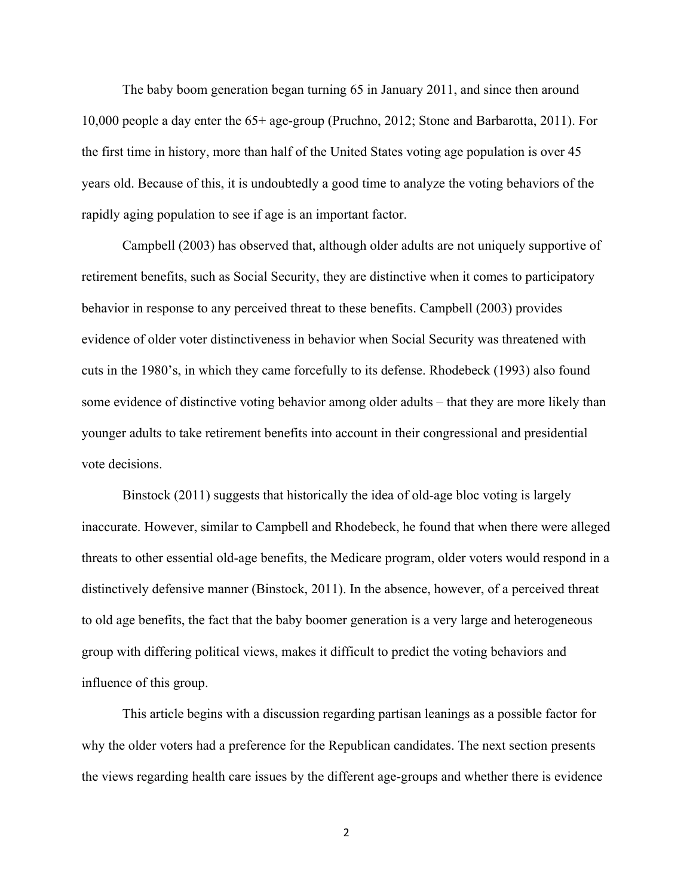The baby boom generation began turning 65 in January 2011, and since then around 10,000 people a day enter the 65+ age-group (Pruchno, 2012; Stone and Barbarotta, 2011). For the first time in history, more than half of the United States voting age population is over 45 years old. Because of this, it is undoubtedly a good time to analyze the voting behaviors of the rapidly aging population to see if age is an important factor.

Campbell (2003) has observed that, although older adults are not uniquely supportive of retirement benefits, such as Social Security, they are distinctive when it comes to participatory behavior in response to any perceived threat to these benefits. Campbell (2003) provides evidence of older voter distinctiveness in behavior when Social Security was threatened with cuts in the 1980's, in which they came forcefully to its defense. Rhodebeck (1993) also found some evidence of distinctive voting behavior among older adults – that they are more likely than younger adults to take retirement benefits into account in their congressional and presidential vote decisions.

Binstock (2011) suggests that historically the idea of old-age bloc voting is largely inaccurate. However, similar to Campbell and Rhodebeck, he found that when there were alleged threats to other essential old-age benefits, the Medicare program, older voters would respond in a distinctively defensive manner (Binstock, 2011). In the absence, however, of a perceived threat to old age benefits, the fact that the baby boomer generation is a very large and heterogeneous group with differing political views, makes it difficult to predict the voting behaviors and influence of this group.

This article begins with a discussion regarding partisan leanings as a possible factor for why the older voters had a preference for the Republican candidates. The next section presents the views regarding health care issues by the different age-groups and whether there is evidence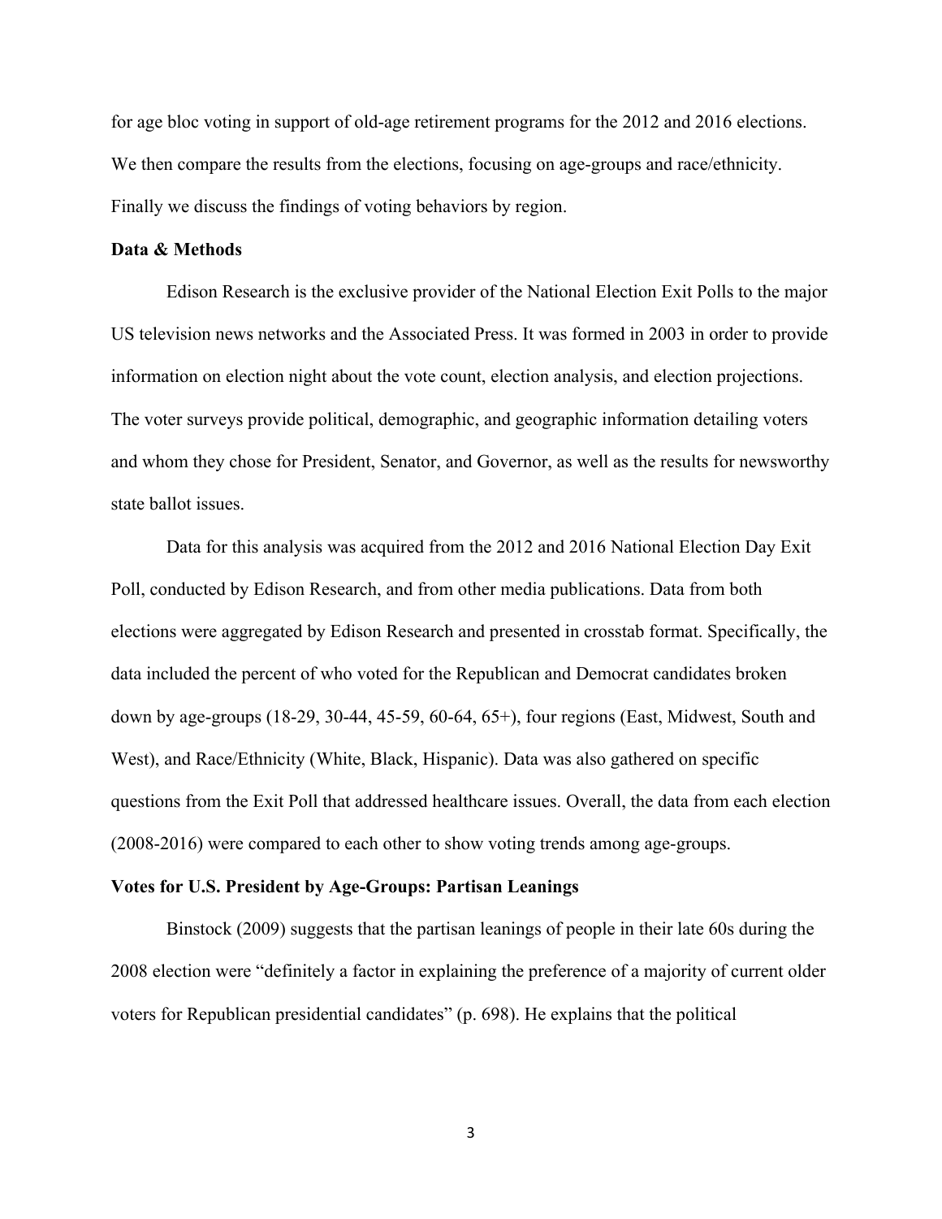for age bloc voting in support of old-age retirement programs for the 2012 and 2016 elections. We then compare the results from the elections, focusing on age-groups and race/ethnicity. Finally we discuss the findings of voting behaviors by region.

**Data & Methods**

Edison Research is the exclusive provider of the National Election Exit Polls to the major US television news networks and the Associated Press. It was formed in 2003 in order to provide information on election night about the vote count, election analysis, and election projections. The voter surveys provide political, demographic, and geographic information detailing voters and whom they chose for President, Senator, and Governor, as well as the results for newsworthy state ballot issues.

Data for this analysis was acquired from the 2012 and 2016 National Election Day Exit Poll, conducted by Edison Research, and from other media publications. Data from both elections were aggregated by Edison Research and presented in crosstab format. Specifically, the data included the percent of who voted for the Republican and Democrat candidates broken down by age-groups (18-29, 30-44, 45-59, 60-64, 65+), four regions (East, Midwest, South and West), and Race/Ethnicity (White, Black, Hispanic). Data was also gathered on specific questions from the Exit Poll that addressed healthcare issues. Overall, the data from each election (2008-2016) were compared to each other to show voting trends among age-groups.

**Votes for U.S. President by Age-Groups: Partisan Leanings**

Binstock (2009) suggests that the partisan leanings of people in their late 60s during the 2008 election were "definitely a factor in explaining the preference of a majority of current older voters for Republican presidential candidates" (p. 698). He explains that the political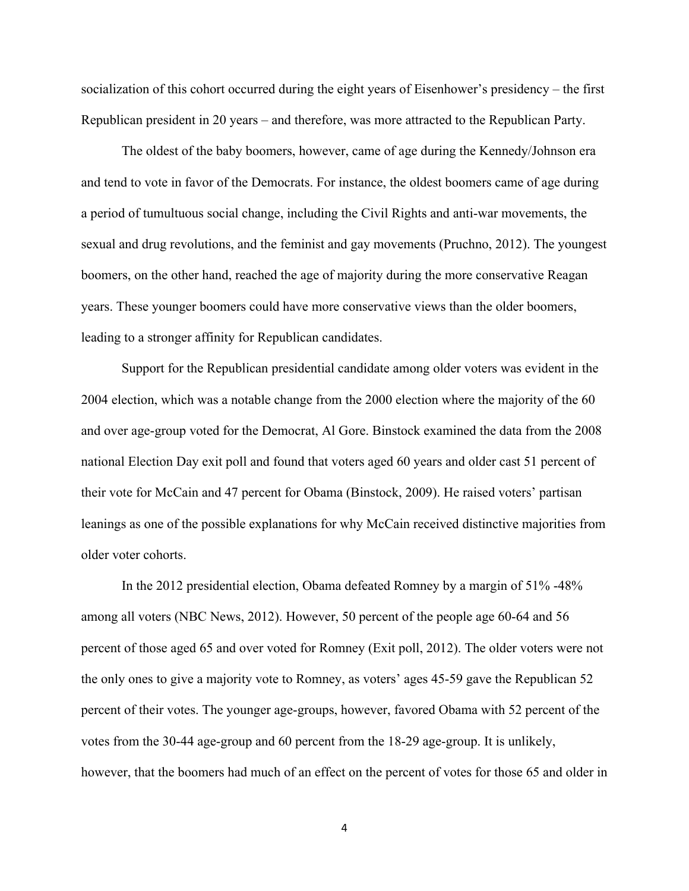socialization of this cohort occurred during the eight years of Eisenhower's presidency – the first Republican president in 20 years – and therefore, was more attracted to the Republican Party.

The oldest of the baby boomers, however, came of age during the Kennedy/Johnson era and tend to vote in favor of the Democrats. For instance, the oldest boomers came of age during a period of tumultuous social change, including the Civil Rights and anti-war movements, the sexual and drug revolutions, and the feminist and gay movements (Pruchno, 2012). The youngest boomers, on the other hand, reached the age of majority during the more conservative Reagan years. These younger boomers could have more conservative views than the older boomers, leading to a stronger affinity for Republican candidates.

Support for the Republican presidential candidate among older voters was evident in the 2004 election, which was a notable change from the 2000 election where the majority of the 60 and over age-group voted for the Democrat, Al Gore. Binstock examined the data from the 2008 national Election Day exit poll and found that voters aged 60 years and older cast 51 percent of their vote for McCain and 47 percent for Obama (Binstock, 2009). He raised voters' partisan leanings as one of the possible explanations for why McCain received distinctive majorities from older voter cohorts.

In the 2012 presidential election, Obama defeated Romney by a margin of 51% -48% among all voters (NBC News, 2012). However, 50 percent of the people age 60-64 and 56 percent of those aged 65 and over voted for Romney (Exit poll, 2012). The older voters were not the only ones to give a majority vote to Romney, as voters' ages 45-59 gave the Republican 52 percent of their votes. The younger age-groups, however, favored Obama with 52 percent of the votes from the 30-44 age-group and 60 percent from the 18-29 age-group. It is unlikely, however, that the boomers had much of an effect on the percent of votes for those 65 and older in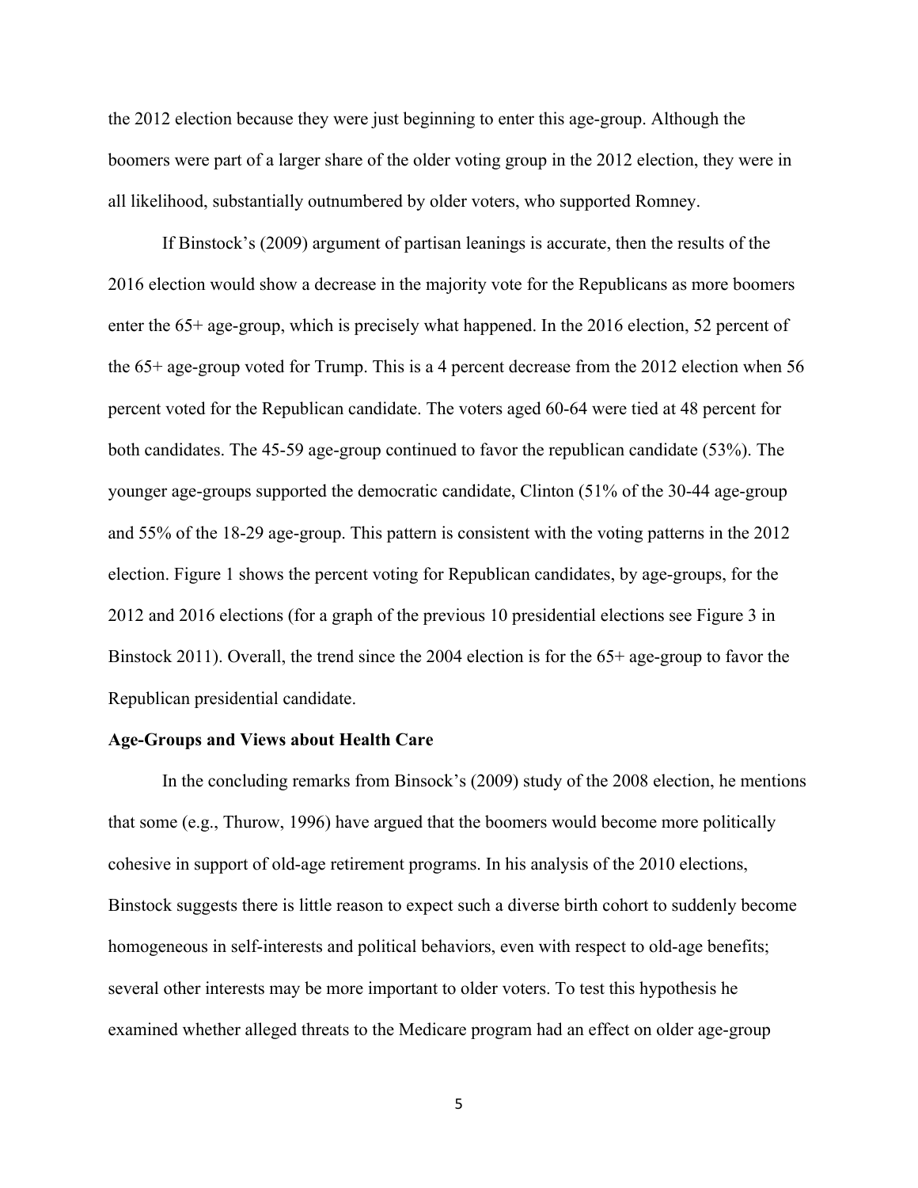the 2012 election because they were just beginning to enter this age-group. Although the boomers were part of a larger share of the older voting group in the 2012 election, they were in all likelihood, substantially outnumbered by older voters, who supported Romney.

If Binstock's (2009) argument of partisan leanings is accurate, then the results of the 2016 election would show a decrease in the majority vote for the Republicans as more boomers enter the 65+ age-group, which is precisely what happened. In the 2016 election, 52 percent of the 65+ age-group voted for Trump. This is a 4 percent decrease from the 2012 election when 56 percent voted for the Republican candidate. The voters aged 60-64 were tied at 48 percent for both candidates. The 45-59 age-group continued to favor the republican candidate (53%). The younger age-groups supported the democratic candidate, Clinton (51% of the 30-44 age-group and 55% of the 18-29 age-group. This pattern is consistent with the voting patterns in the 2012 election. Figure 1 shows the percent voting for Republican candidates, by age-groups, for the 2012 and 2016 elections (for a graph of the previous 10 presidential elections see Figure 3 in Binstock 2011). Overall, the trend since the 2004 election is for the 65+ age-group to favor the Republican presidential candidate.

**Age-Groups and Views about Health Care**

In the concluding remarks from Binsock's (2009) study of the 2008 election, he mentions that some (e.g., Thurow, 1996) have argued that the boomers would become more politically cohesive in support of old-age retirement programs. In his analysis of the 2010 elections, Binstock suggests there is little reason to expect such a diverse birth cohort to suddenly become homogeneous in self-interests and political behaviors, even with respect to old-age benefits; several other interests may be more important to older voters. To test this hypothesis he examined whether alleged threats to the Medicare program had an effect on older age-group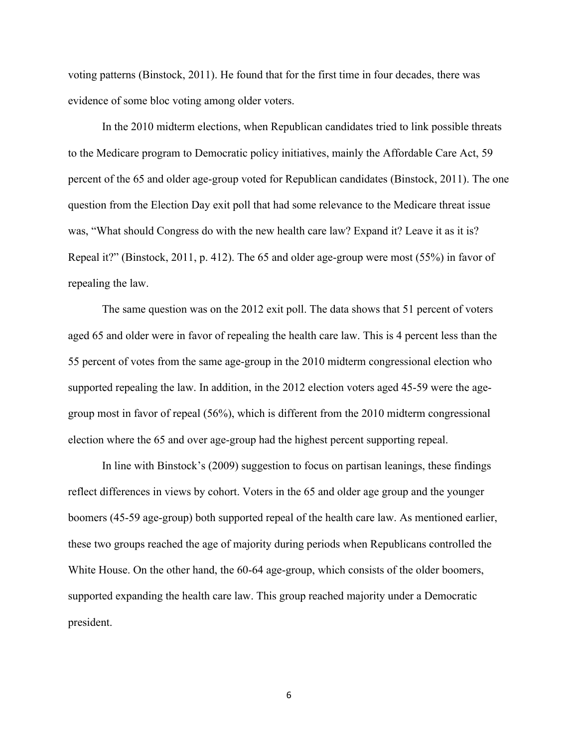voting patterns (Binstock, 2011). He found that for the first time in four decades, there was evidence of some bloc voting among older voters.

In the 2010 midterm elections, when Republican candidates tried to link possible threats to the Medicare program to Democratic policy initiatives, mainly the Affordable Care Act, 59 percent of the 65 and older age-group voted for Republican candidates (Binstock, 2011). The one question from the Election Day exit poll that had some relevance to the Medicare threat issue was, "What should Congress do with the new health care law? Expand it? Leave it as it is? Repeal it?" (Binstock, 2011, p. 412). The 65 and older age-group were most (55%) in favor of repealing the law.

The same question was on the 2012 exit poll. The data shows that 51 percent of voters aged 65 and older were in favor of repealing the health care law. This is 4 percent less than the 55 percent of votes from the same age-group in the 2010 midterm congressional election who supported repealing the law. In addition, in the 2012 election voters aged 45-59 were the age-group most in favor of repeal (56%), which is different from the 2010 midterm congressional election where the 65 and over age-group had the highest percent supporting repeal.

In line with Binstock's (2009) suggestion to focus on partisan leanings, these findings reflect differences in views by cohort. Voters in the 65 and older age group and the younger boomers (45-59 age-group) both supported repeal of the health care law. As mentioned earlier, these two groups reached the age of majority during periods when Republicans controlled the White House. On the other hand, the 60-64 age-group, which consists of the older boomers, supported expanding the health care law. This group reached majority under a Democratic president.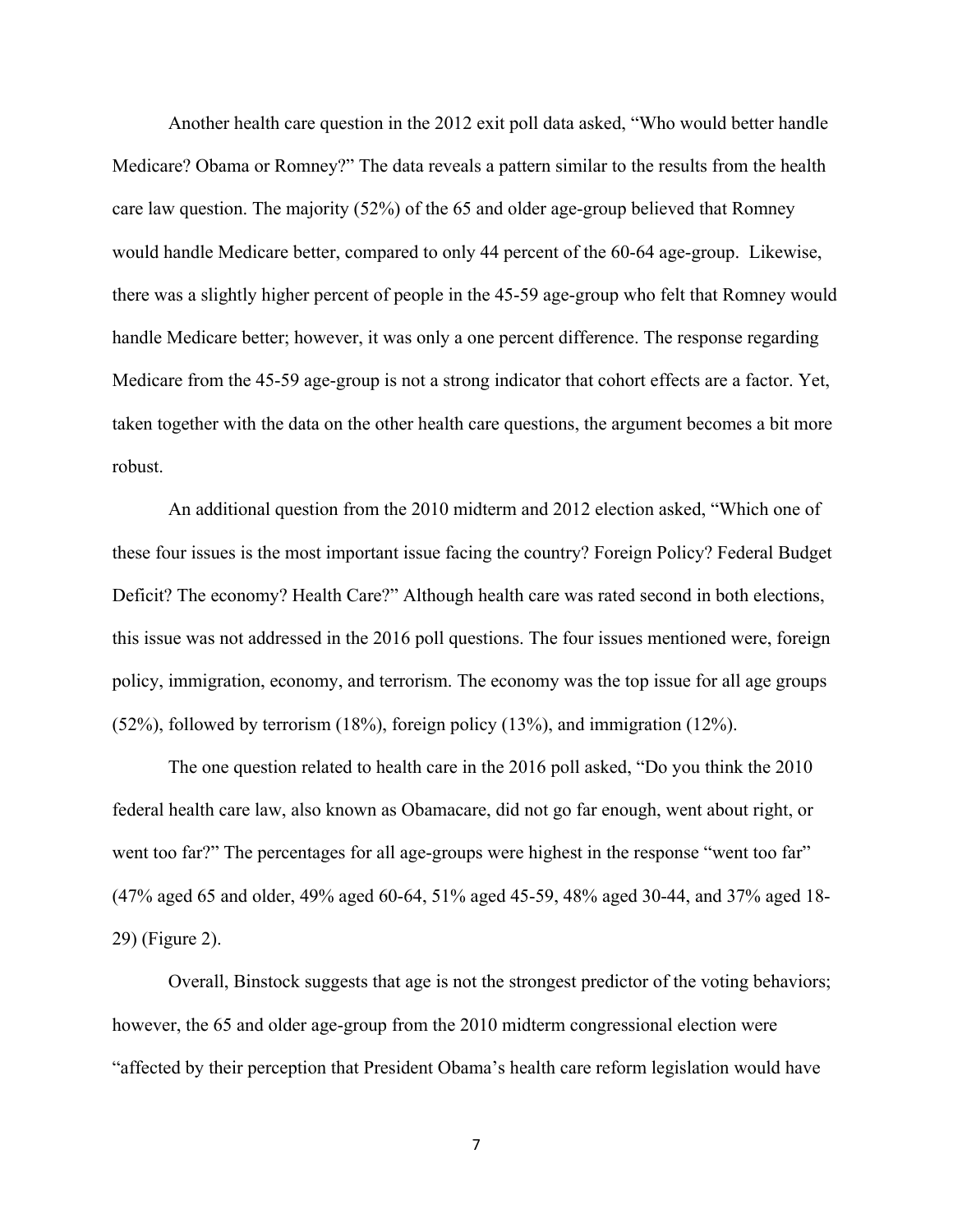Another health care question in the 2012 exit poll data asked, "Who would better handle Medicare? Obama or Romney?" The data reveals a pattern similar to the results from the health care law question. The majority (52%) of the 65 and older age-group believed that Romney would handle Medicare better, compared to only 44 percent of the 60-64 age-group. Likewise, there was a slightly higher percent of people in the 45-59 age-group who felt that Romney would handle Medicare better; however, it was only a one percent difference. The response regarding Medicare from the 45-59 age-group is not a strong indicator that cohort effects are a factor. Yet, taken together with the data on the other health care questions, the argument becomes a bit more robust.

An additional question from the 2010 midterm and 2012 election asked, "Which one of these four issues is the most important issue facing the country? Foreign Policy? Federal Budget Deficit? The economy? Health Care?" Although health care was rated second in both elections, this issue was not addressed in the 2016 poll questions. The four issues mentioned were, foreign policy, immigration, economy, and terrorism. The economy was the top issue for all age groups (52%), followed by terrorism (18%), foreign policy (13%), and immigration (12%).

The one question related to health care in the 2016 poll asked, "Do you think the 2010 federal health care law, also known as Obamacare, did not go far enough, went about right, or went too far?" The percentages for all age-groups were highest in the response "went too far" (47% aged 65 and older, 49% aged 60-64, 51% aged 45-59, 48% aged 30-44, and 37% aged 18-29) (Figure 2).

Overall, Binstock suggests that age is not the strongest predictor of the voting behaviors; however, the 65 and older age-group from the 2010 midterm congressional election were "affected by their perception that President Obama's health care reform legislation would have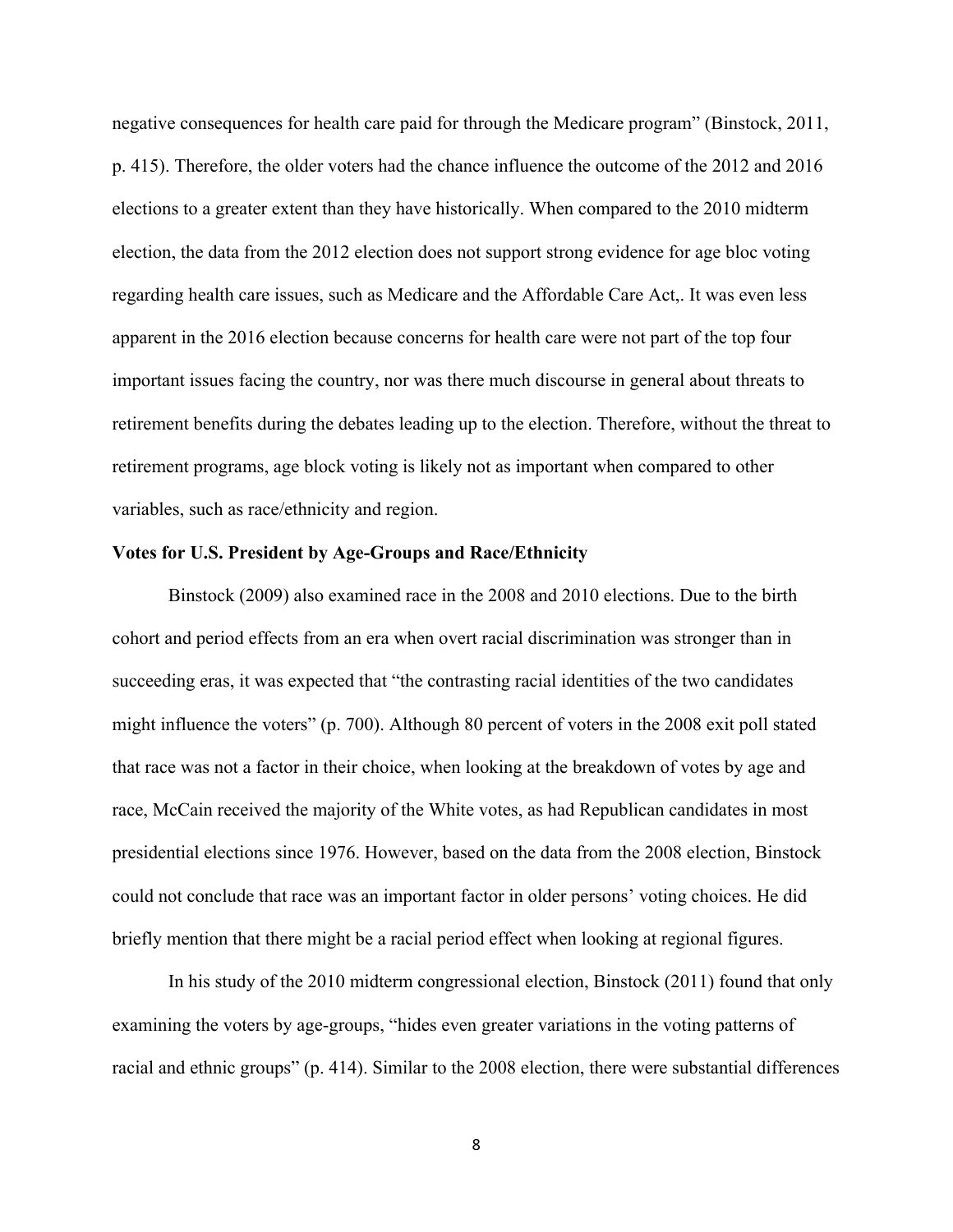negative consequences for health care paid for through the Medicare program" (Binstock, 2011, p. 415). Therefore, the older voters had the chance influence the outcome of the 2012 and 2016 elections to a greater extent than they have historically. When compared to the 2010 midterm election, the data from the 2012 election does not support strong evidence for age bloc voting regarding health care issues, such as Medicare and the Affordable Care Act,. It was even less apparent in the 2016 election because concerns for health care were not part of the top four important issues facing the country, nor was there much discourse in general about threats to retirement benefits during the debates leading up to the election. Therefore, without the threat to retirement programs, age block voting is likely not as important when compared to other variables, such as race/ethnicity and region.

**Votes for U.S. President by Age-Groups and Race/Ethnicity**

Binstock (2009) also examined race in the 2008 and 2010 elections. Due to the birth cohort and period effects from an era when overt racial discrimination was stronger than in succeeding eras, it was expected that "the contrasting racial identities of the two candidates might influence the voters" (p. 700). Although 80 percent of voters in the 2008 exit poll stated that race was not a factor in their choice, when looking at the breakdown of votes by age and race, McCain received the majority of the White votes, as had Republican candidates in most presidential elections since 1976. However, based on the data from the 2008 election, Binstock could not conclude that race was an important factor in older persons' voting choices. He did briefly mention that there might be a racial period effect when looking at regional figures.

In his study of the 2010 midterm congressional election, Binstock (2011) found that only examining the voters by age-groups, "hides even greater variations in the voting patterns of racial and ethnic groups" (p. 414). Similar to the 2008 election, there were substantial differences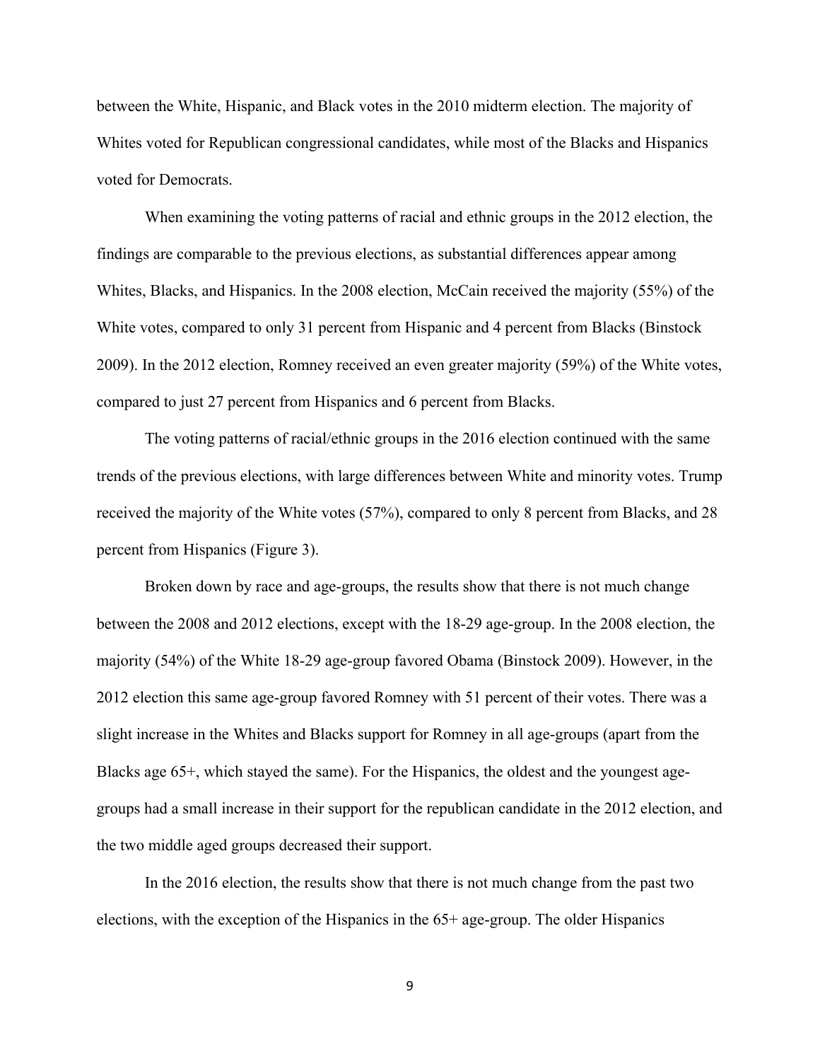between the White, Hispanic, and Black votes in the 2010 midterm election. The majority of Whites voted for Republican congressional candidates, while most of the Blacks and Hispanics voted for Democrats.

When examining the voting patterns of racial and ethnic groups in the 2012 election, the findings are comparable to the previous elections, as substantial differences appear among Whites, Blacks, and Hispanics. In the 2008 election, McCain received the majority (55%) of the White votes, compared to only 31 percent from Hispanic and 4 percent from Blacks (Binstock 2009). In the 2012 election, Romney received an even greater majority (59%) of the White votes, compared to just 27 percent from Hispanics and 6 percent from Blacks.

The voting patterns of racial/ethnic groups in the 2016 election continued with the same trends of the previous elections, with large differences between White and minority votes. Trump received the majority of the White votes (57%), compared to only 8 percent from Blacks, and 28 percent from Hispanics (Figure 3).

Broken down by race and age-groups, the results show that there is not much change between the 2008 and 2012 elections, except with the 18-29 age-group. In the 2008 election, the majority (54%) of the White 18-29 age-group favored Obama (Binstock 2009). However, in the 2012 election this same age-group favored Romney with 51 percent of their votes. There was a slight increase in the Whites and Blacks support for Romney in all age-groups (apart from the Blacks age 65+, which stayed the same). For the Hispanics, the oldest and the youngest age-groups had a small increase in their support for the republican candidate in the 2012 election, and the two middle aged groups decreased their support.

In the 2016 election, the results show that there is not much change from the past two elections, with the exception of the Hispanics in the 65+ age-group. The older Hispanics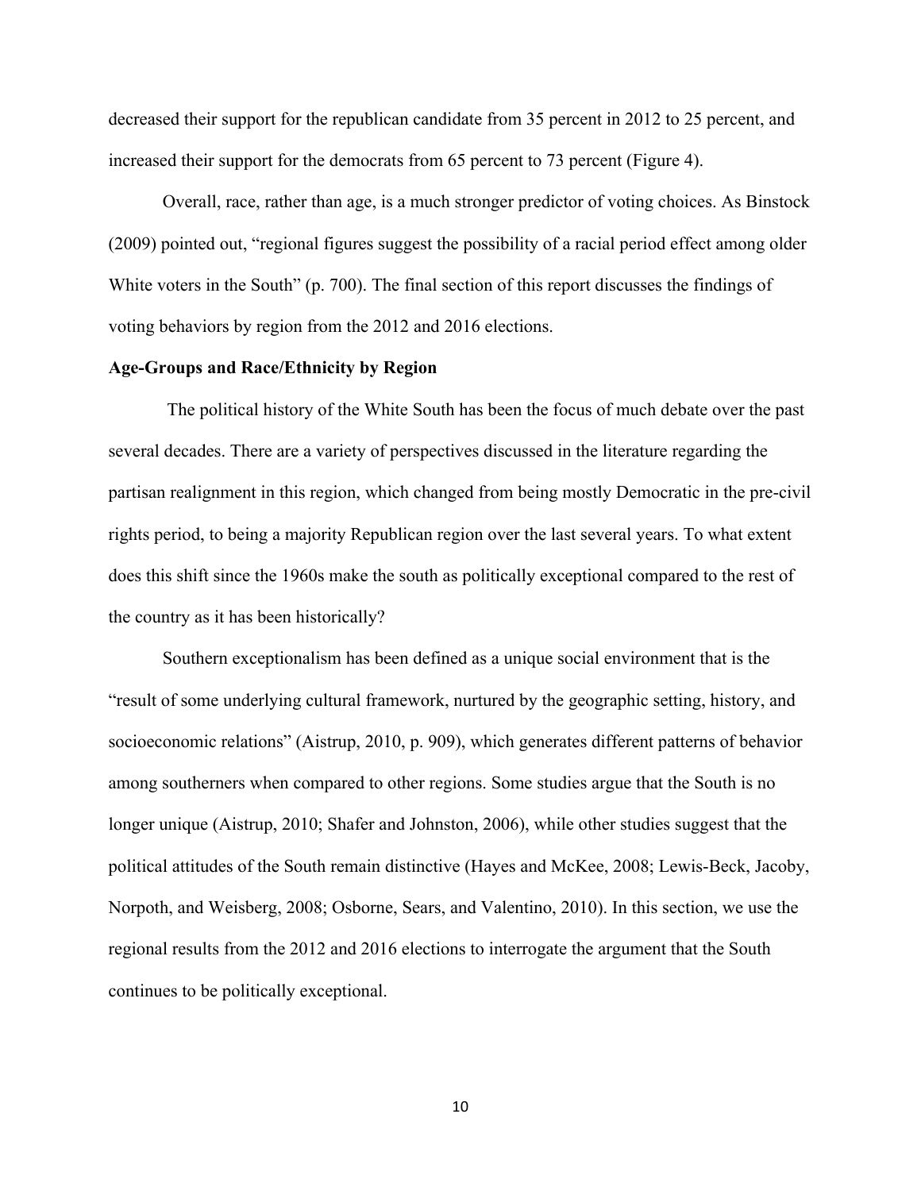decreased their support for the republican candidate from 35 percent in 2012 to 25 percent, and increased their support for the democrats from 65 percent to 73 percent (Figure 4).

Overall, race, rather than age, is a much stronger predictor of voting choices. As Binstock (2009) pointed out, "regional figures suggest the possibility of a racial period effect among older White voters in the South" (p. 700). The final section of this report discusses the findings of voting behaviors by region from the 2012 and 2016 elections.

**Age-Groups and Race/Ethnicity by Region**

The political history of the White South has been the focus of much debate over the past several decades. There are a variety of perspectives discussed in the literature regarding the partisan realignment in this region, which changed from being mostly Democratic in the pre-civil rights period, to being a majority Republican region over the last several years. To what extent does this shift since the 1960s make the south as politically exceptional compared to the rest of the country as it has been historically?

Southern exceptionalism has been defined as a unique social environment that is the "result of some underlying cultural framework, nurtured by the geographic setting, history, and socioeconomic relations" (Aistrup, 2010, p. 909), which generates different patterns of behavior among southerners when compared to other regions. Some studies argue that the South is no longer unique (Aistrup, 2010; Shafer and Johnston, 2006), while other studies suggest that the political attitudes of the South remain distinctive (Hayes and McKee, 2008; Lewis-Beck, Jacoby, Norpoth, and Weisberg, 2008; Osborne, Sears, and Valentino, 2010). In this section, we use the regional results from the 2012 and 2016 elections to interrogate the argument that the South continues to be politically exceptional.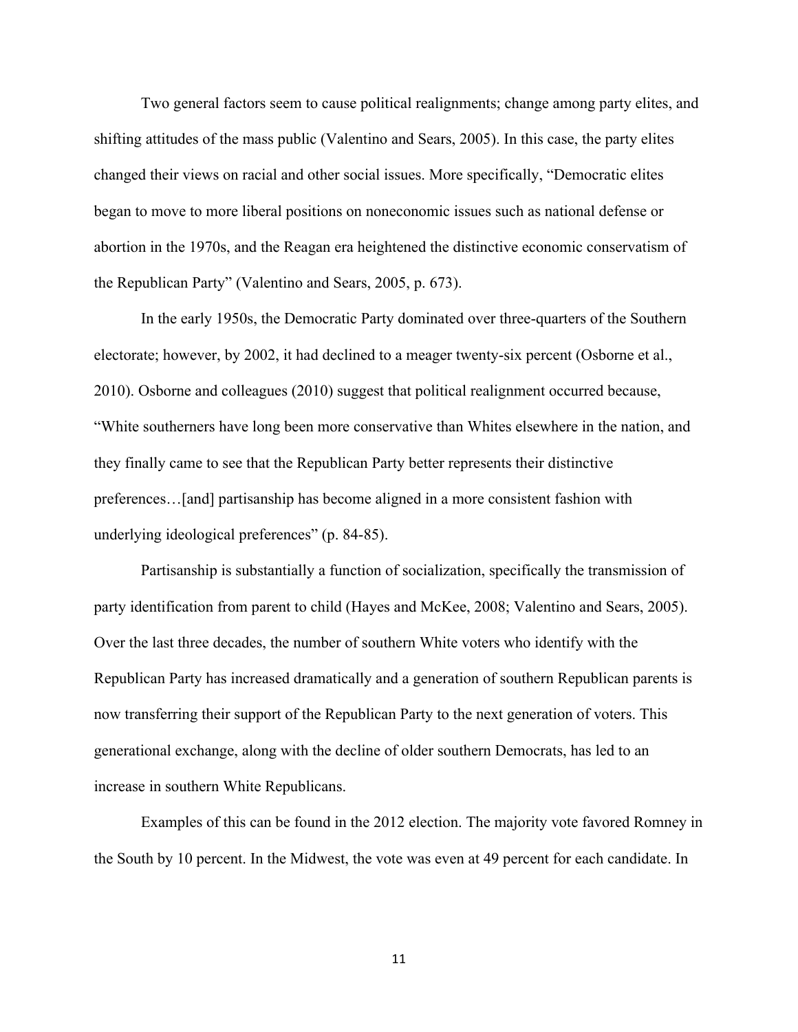Two general factors seem to cause political realignments; change among party elites, and shifting attitudes of the mass public (Valentino and Sears, 2005). In this case, the party elites changed their views on racial and other social issues. More specifically, "Democratic elites began to move to more liberal positions on noneconomic issues such as national defense or abortion in the 1970s, and the Reagan era heightened the distinctive economic conservatism of the Republican Party" (Valentino and Sears, 2005, p. 673).

In the early 1950s, the Democratic Party dominated over three-quarters of the Southern electorate; however, by 2002, it had declined to a meager twenty-six percent (Osborne et al., 2010). Osborne and colleagues (2010) suggest that political realignment occurred because, "White southerners have long been more conservative than Whites elsewhere in the nation, and they finally came to see that the Republican Party better represents their distinctive preferences…[and] partisanship has become aligned in a more consistent fashion with underlying ideological preferences" (p. 84-85).

Partisanship is substantially a function of socialization, specifically the transmission of party identification from parent to child (Hayes and McKee, 2008; Valentino and Sears, 2005). Over the last three decades, the number of southern White voters who identify with the Republican Party has increased dramatically and a generation of southern Republican parents is now transferring their support of the Republican Party to the next generation of voters. This generational exchange, along with the decline of older southern Democrats, has led to an increase in southern White Republicans.

Examples of this can be found in the 2012 election. The majority vote favored Romney in the South by 10 percent. In the Midwest, the vote was even at 49 percent for each candidate. In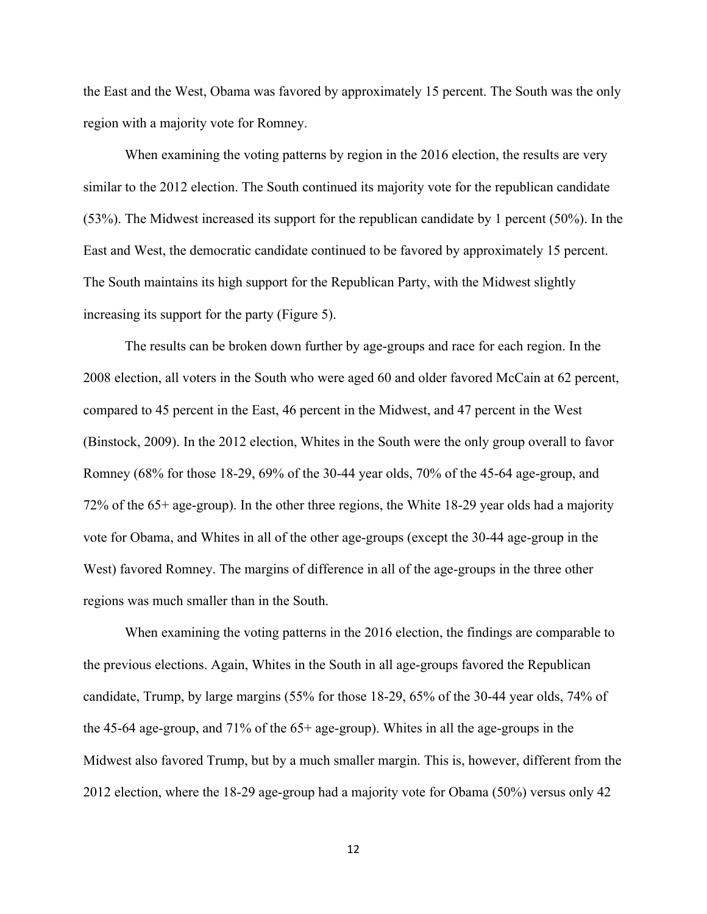the East and the West, Obama was favored by approximately 15 percent. The South was the only region with a majority vote for Romney.

When examining the voting patterns by region in the 2016 election, the results are very similar to the 2012 election. The South continued its majority vote for the republican candidate (53%). The Midwest increased its support for the republican candidate by 1 percent (50%). In the East and West, the democratic candidate continued to be favored by approximately 15 percent. The South maintains its high support for the Republican Party, with the Midwest slightly increasing its support for the party (Figure 5).

The results can be broken down further by age-groups and race for each region. In the 2008 election, all voters in the South who were aged 60 and older favored McCain at 62 percent, compared to 45 percent in the East, 46 percent in the Midwest, and 47 percent in the West (Binstock, 2009). In the 2012 election, Whites in the South were the only group overall to favor Romney (68% for those 18-29, 69% of the 30-44 year olds, 70% of the 45-64 age-group, and 72% of the 65+ age-group). In the other three regions, the White 18-29 year olds had a majority vote for Obama, and Whites in all of the other age-groups (except the 30-44 age-group in the West) favored Romney. The margins of difference in all of the age-groups in the three other regions was much smaller than in the South.

When examining the voting patterns in the 2016 election, the findings are comparable to the previous elections. Again, Whites in the South in all age-groups favored the Republican candidate, Trump, by large margins (55% for those 18-29, 65% of the 30-44 year olds, 74% of the 45-64 age-group, and 71% of the 65+ age-group). Whites in all the age-groups in the Midwest also favored Trump, but by a much smaller margin. This is, however, different from the 2012 election, where the 18-29 age-group had a majority vote for Obama (50%) versus only 42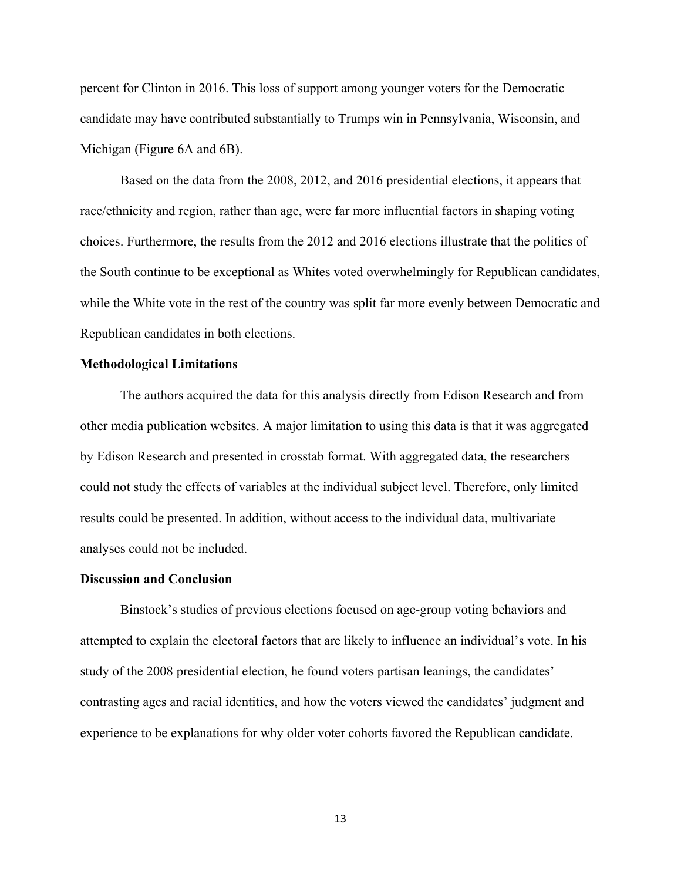percent for Clinton in 2016. This loss of support among younger voters for the Democratic candidate may have contributed substantially to Trumps win in Pennsylvania, Wisconsin, and Michigan (Figure 6A and 6B).

Based on the data from the 2008, 2012, and 2016 presidential elections, it appears that race/ethnicity and region, rather than age, were far more influential factors in shaping voting choices. Furthermore, the results from the 2012 and 2016 elections illustrate that the politics of the South continue to be exceptional as Whites voted overwhelmingly for Republican candidates, while the White vote in the rest of the country was split far more evenly between Democratic and Republican candidates in both elections.

**Methodological Limitations**

The authors acquired the data for this analysis directly from Edison Research and from other media publication websites. A major limitation to using this data is that it was aggregated by Edison Research and presented in crosstab format. With aggregated data, the researchers could not study the effects of variables at the individual subject level. Therefore, only limited results could be presented. In addition, without access to the individual data, multivariate analyses could not be included.

**Discussion and Conclusion**

Binstock's studies of previous elections focused on age-group voting behaviors and attempted to explain the electoral factors that are likely to influence an individual's vote. In his study of the 2008 presidential election, he found voters partisan leanings, the candidates' contrasting ages and racial identities, and how the voters viewed the candidates' judgment and experience to be explanations for why older voter cohorts favored the Republican candidate.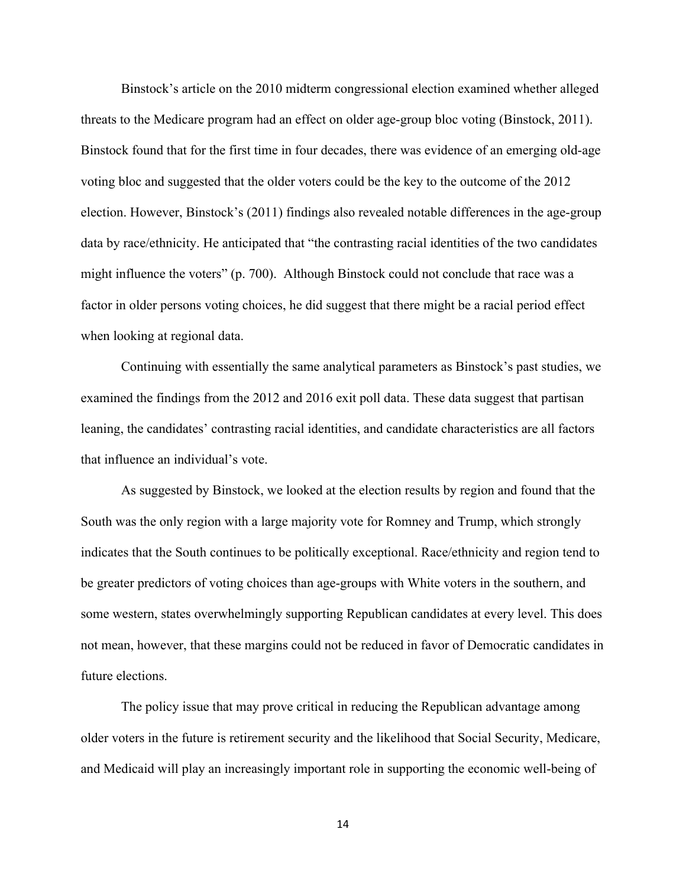Binstock's article on the 2010 midterm congressional election examined whether alleged threats to the Medicare program had an effect on older age-group bloc voting (Binstock, 2011). Binstock found that for the first time in four decades, there was evidence of an emerging old-age voting bloc and suggested that the older voters could be the key to the outcome of the 2012 election. However, Binstock's (2011) findings also revealed notable differences in the age-group data by race/ethnicity. He anticipated that "the contrasting racial identities of the two candidates might influence the voters" (p. 700). Although Binstock could not conclude that race was a factor in older persons voting choices, he did suggest that there might be a racial period effect when looking at regional data.

Continuing with essentially the same analytical parameters as Binstock's past studies, we examined the findings from the 2012 and 2016 exit poll data. These data suggest that partisan leaning, the candidates' contrasting racial identities, and candidate characteristics are all factors that influence an individual's vote.

As suggested by Binstock, we looked at the election results by region and found that the South was the only region with a large majority vote for Romney and Trump, which strongly indicates that the South continues to be politically exceptional. Race/ethnicity and region tend to be greater predictors of voting choices than age-groups with White voters in the southern, and some western, states overwhelmingly supporting Republican candidates at every level. This does not mean, however, that these margins could not be reduced in favor of Democratic candidates in future elections.

The policy issue that may prove critical in reducing the Republican advantage among older voters in the future is retirement security and the likelihood that Social Security, Medicare, and Medicaid will play an increasingly important role in supporting the economic well-being of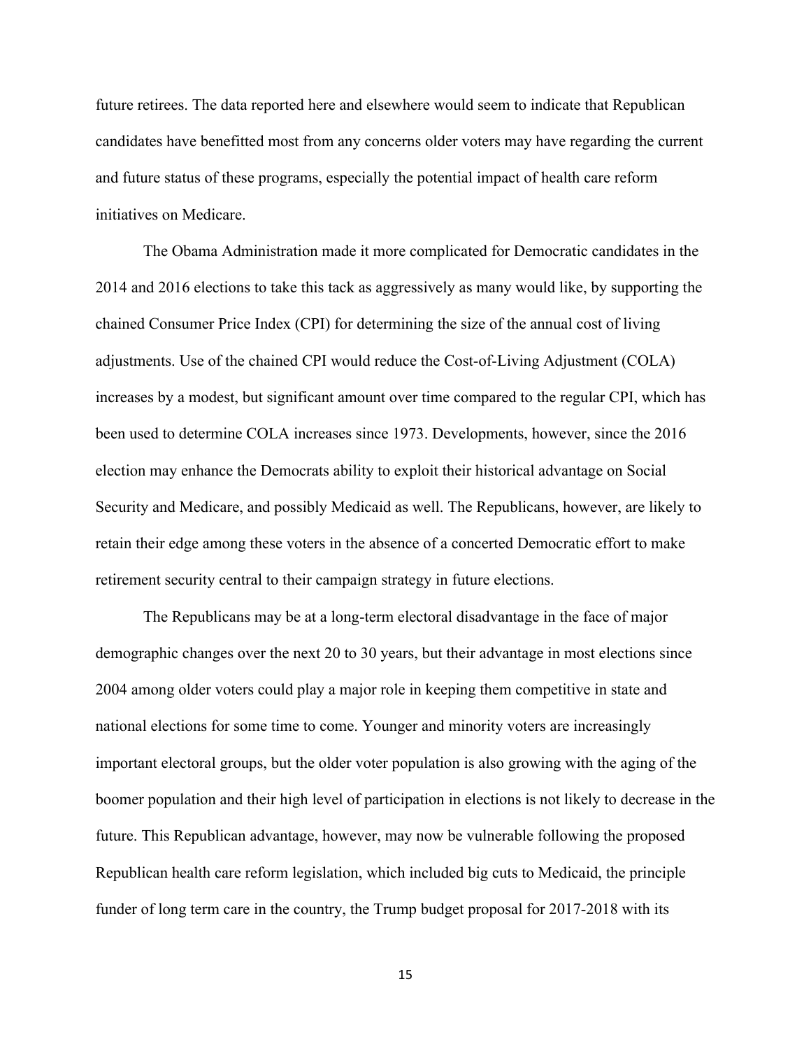future retirees. The data reported here and elsewhere would seem to indicate that Republican candidates have benefitted most from any concerns older voters may have regarding the current and future status of these programs, especially the potential impact of health care reform initiatives on Medicare.

The Obama Administration made it more complicated for Democratic candidates in the 2014 and 2016 elections to take this tack as aggressively as many would like, by supporting the chained Consumer Price Index (CPI) for determining the size of the annual cost of living adjustments. Use of the chained CPI would reduce the Cost-of-Living Adjustment (COLA) increases by a modest, but significant amount over time compared to the regular CPI, which has been used to determine COLA increases since 1973. Developments, however, since the 2016 election may enhance the Democrats ability to exploit their historical advantage on Social Security and Medicare, and possibly Medicaid as well. The Republicans, however, are likely to retain their edge among these voters in the absence of a concerted Democratic effort to make retirement security central to their campaign strategy in future elections.

The Republicans may be at a long-term electoral disadvantage in the face of major demographic changes over the next 20 to 30 years, but their advantage in most elections since 2004 among older voters could play a major role in keeping them competitive in state and national elections for some time to come. Younger and minority voters are increasingly important electoral groups, but the older voter population is also growing with the aging of the boomer population and their high level of participation in elections is not likely to decrease in the future. This Republican advantage, however, may now be vulnerable following the proposed Republican health care reform legislation, which included big cuts to Medicaid, the principle funder of long term care in the country, the Trump budget proposal for 2017-2018 with its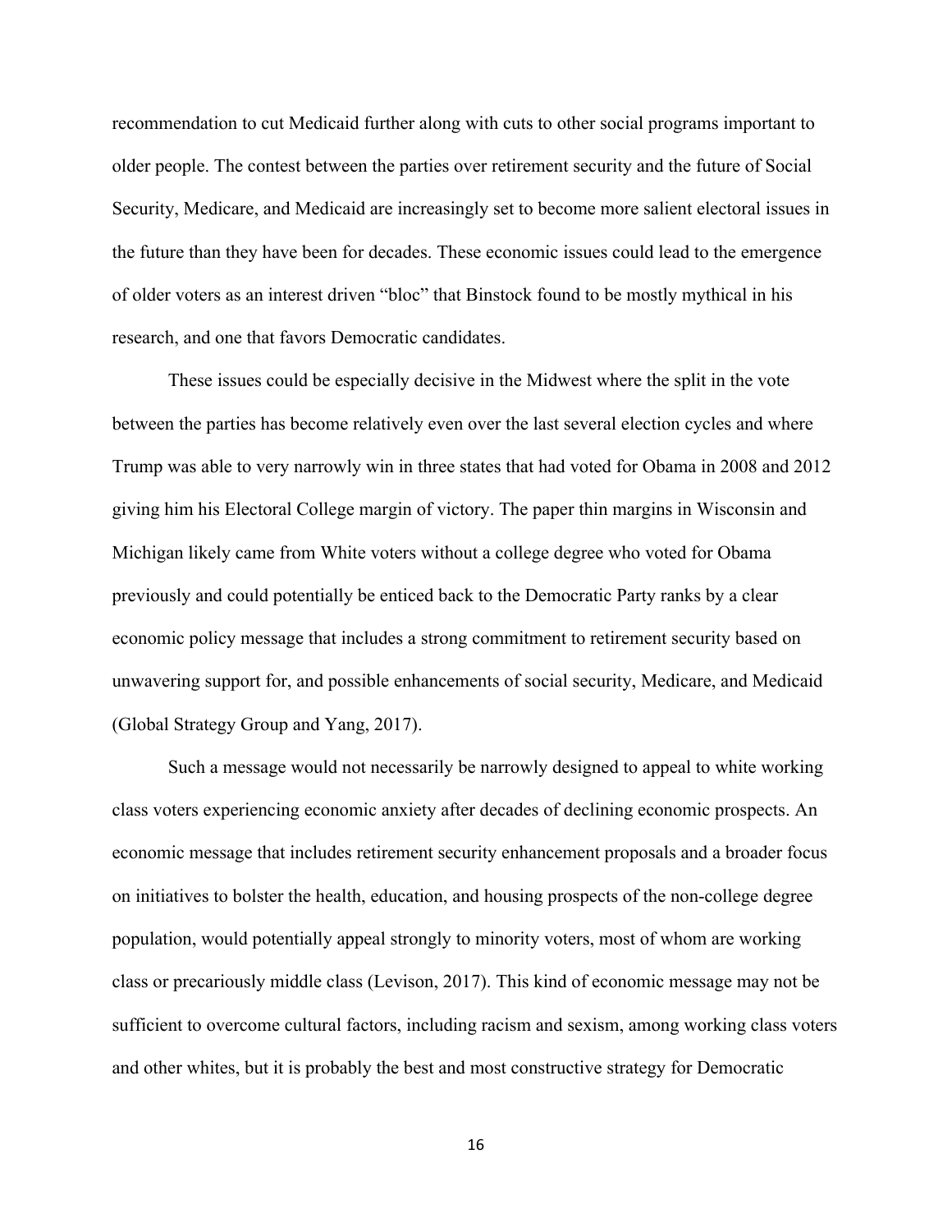recommendation to cut Medicaid further along with cuts to other social programs important to older people. The contest between the parties over retirement security and the future of Social Security, Medicare, and Medicaid are increasingly set to become more salient electoral issues in the future than they have been for decades. These economic issues could lead to the emergence of older voters as an interest driven "bloc" that Binstock found to be mostly mythical in his research, and one that favors Democratic candidates.

These issues could be especially decisive in the Midwest where the split in the vote between the parties has become relatively even over the last several election cycles and where Trump was able to very narrowly win in three states that had voted for Obama in 2008 and 2012 giving him his Electoral College margin of victory. The paper thin margins in Wisconsin and Michigan likely came from White voters without a college degree who voted for Obama previously and could potentially be enticed back to the Democratic Party ranks by a clear economic policy message that includes a strong commitment to retirement security based on unwavering support for, and possible enhancements of social security, Medicare, and Medicaid (Global Strategy Group and Yang, 2017).

Such a message would not necessarily be narrowly designed to appeal to white working class voters experiencing economic anxiety after decades of declining economic prospects. An economic message that includes retirement security enhancement proposals and a broader focus on initiatives to bolster the health, education, and housing prospects of the non-college degree population, would potentially appeal strongly to minority voters, most of whom are working class or precariously middle class (Levison, 2017). This kind of economic message may not be sufficient to overcome cultural factors, including racism and sexism, among working class voters and other whites, but it is probably the best and most constructive strategy for Democratic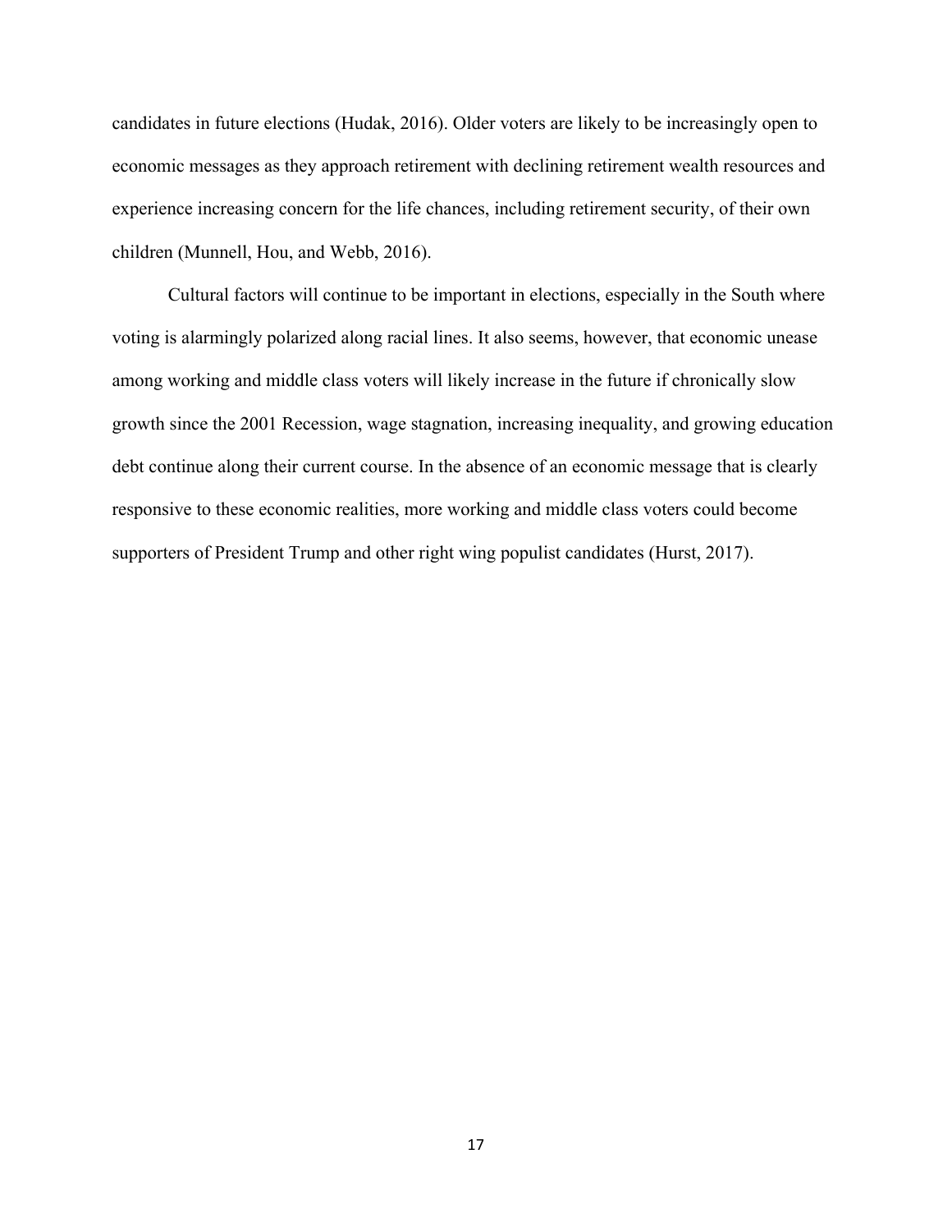candidates in future elections (Hudak, 2016). Older voters are likely to be increasingly open to economic messages as they approach retirement with declining retirement wealth resources and experience increasing concern for the life chances, including retirement security, of their own children (Munnell, Hou, and Webb, 2016).

Cultural factors will continue to be important in elections, especially in the South where voting is alarmingly polarized along racial lines. It also seems, however, that economic unease among working and middle class voters will likely increase in the future if chronically slow growth since the 2001 Recession, wage stagnation, increasing inequality, and growing education debt continue along their current course. In the absence of an economic message that is clearly responsive to these economic realities, more working and middle class voters could become supporters of President Trump and other right wing populist candidates (Hurst, 2017).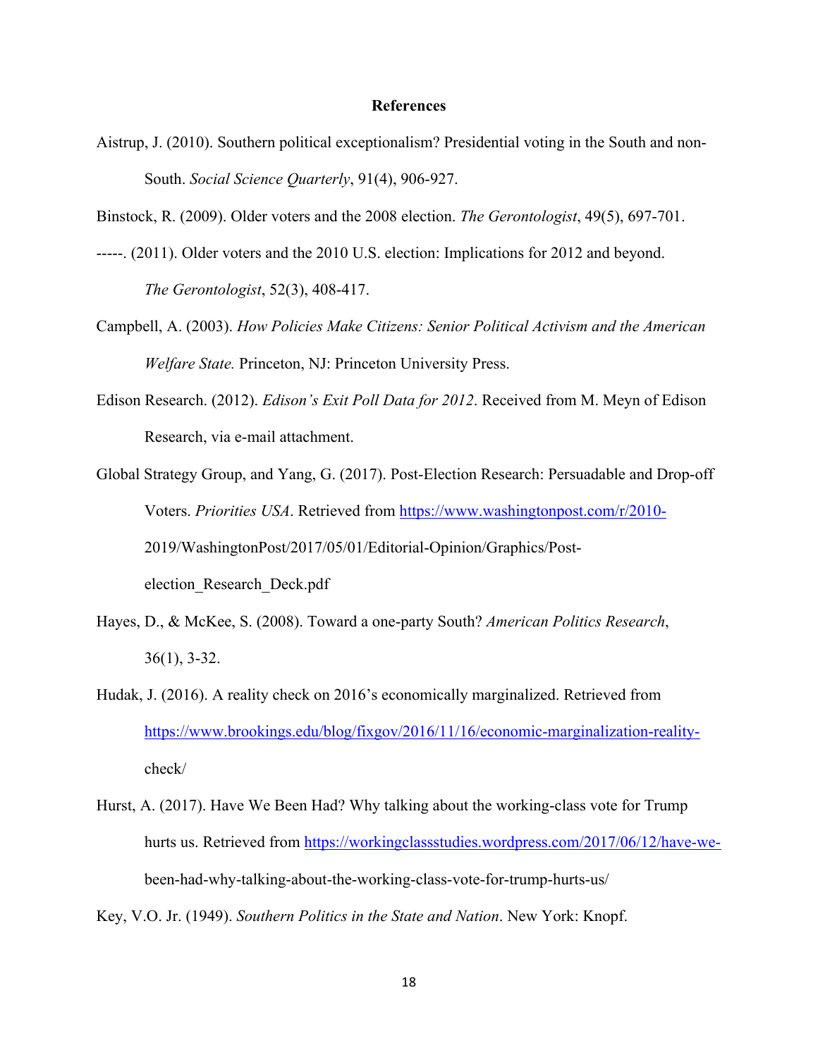# References

Aistrup, J. (2010). Southern political exceptionalism? Presidential voting in the South and non-South. *Social Science Quarterly*, 91(4), 906-927.

Binstock, R. (2009). Older voters and the 2008 election. *The Gerontologist*, 49(5), 697-701.

-----. (2011). Older voters and the 2010 U.S. election: Implications for 2012 and beyond. *The Gerontologist*, 52(3), 408-417.

Campbell, A. (2003). *How Policies Make Citizens: Senior Political Activism and the American Welfare State.* Princeton, NJ: Princeton University Press.

Edison Research. (2012). *Edison's Exit Poll Data for 2012*. Received from M. Meyn of Edison Research, via e-mail attachment.

Global Strategy Group, and Yang, G. (2017). Post-Election Research: Persuadable and Drop-off Voters. *Priorities USA*. Retrieved from https://www.washingtonpost.com/r/2010-2019/WashingtonPost/2017/05/01/Editorial-Opinion/Graphics/Post-election_Research_Deck.pdf

Hayes, D., & McKee, S. (2008). Toward a one-party South? *American Politics Research*, 36(1), 3-32.

Hudak, J. (2016). A reality check on 2016's economically marginalized. Retrieved from https://www.brookings.edu/blog/fixgov/2016/11/16/economic-marginalization-reality-check/

Hurst, A. (2017). Have We Been Had? Why talking about the working-class vote for Trump hurts us. Retrieved from https://workingclassstudies.wordpress.com/2017/06/12/have-we-been-had-why-talking-about-the-working-class-vote-for-trump-hurts-us/

Key, V.O. Jr. (1949). *Southern Politics in the State and Nation*. New York: Knopf.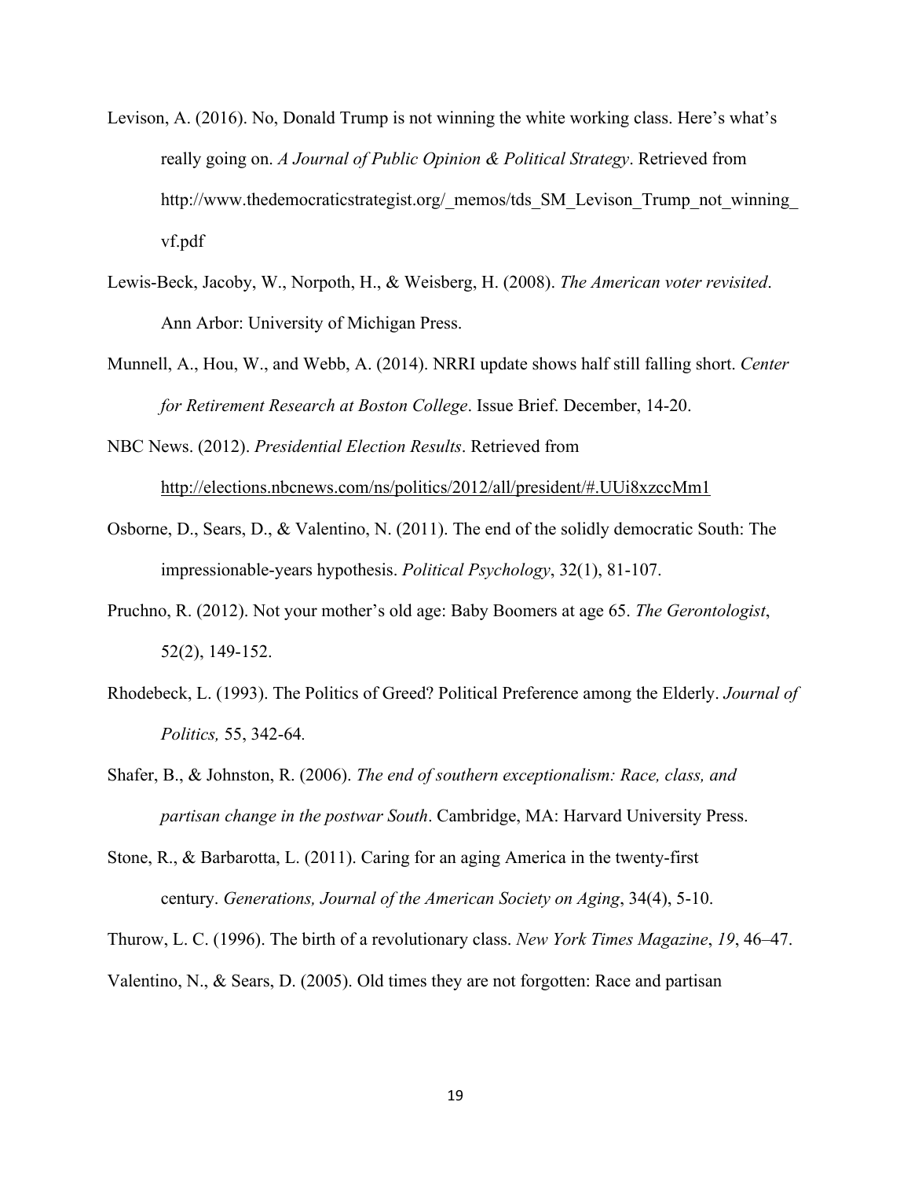Levison, A. (2016). No, Donald Trump is not winning the white working class. Here's what's really going on. *A Journal of Public Opinion & Political Strategy*. Retrieved from http://www.thedemocraticstrategist.org/_memos/tds_SM_Levison_Trump_not_winning_vf.pdf

Lewis-Beck, Jacoby, W., Norpoth, H., & Weisberg, H. (2008). *The American voter revisited*. Ann Arbor: University of Michigan Press.

Munnell, A., Hou, W., and Webb, A. (2014). NRRI update shows half still falling short. *Center for Retirement Research at Boston College*. Issue Brief. December, 14-20.

NBC News. (2012). *Presidential Election Results*. Retrieved from http://elections.nbcnews.com/ns/politics/2012/all/president/#.UUi8xzccMm1

Osborne, D., Sears, D., & Valentino, N. (2011). The end of the solidly democratic South: The impressionable-years hypothesis. *Political Psychology*, 32(1), 81-107.

Pruchno, R. (2012). Not your mother's old age: Baby Boomers at age 65. *The Gerontologist*, 52(2), 149-152.

Rhodebeck, L. (1993). The Politics of Greed? Political Preference among the Elderly. *Journal of Politics,* 55, 342-64.

Shafer, B., & Johnston, R. (2006). *The end of southern exceptionalism: Race, class, and partisan change in the postwar South*. Cambridge, MA: Harvard University Press.

Stone, R., & Barbarotta, L. (2011). Caring for an aging America in the twenty-first century. *Generations, Journal of the American Society on Aging*, 34(4), 5-10.

Thurow, L. C. (1996). The birth of a revolutionary class. *New York Times Magazine*, *19*, 46–47.

Valentino, N., & Sears, D. (2005). Old times they are not forgotten: Race and partisan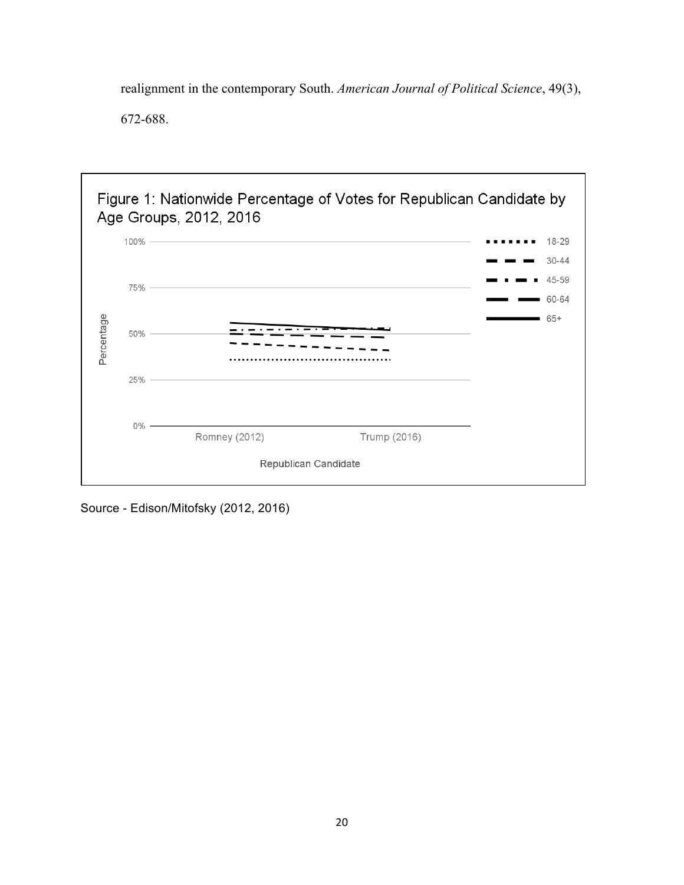realignment in the contemporary South. *American Journal of Political Science*, 49(3), 672-688.

Figure 1: Nationwide Percentage of Votes for Republican Candidate by Age Groups, 2012, 2016

Source - Edison/Mitofsky (2012, 2016)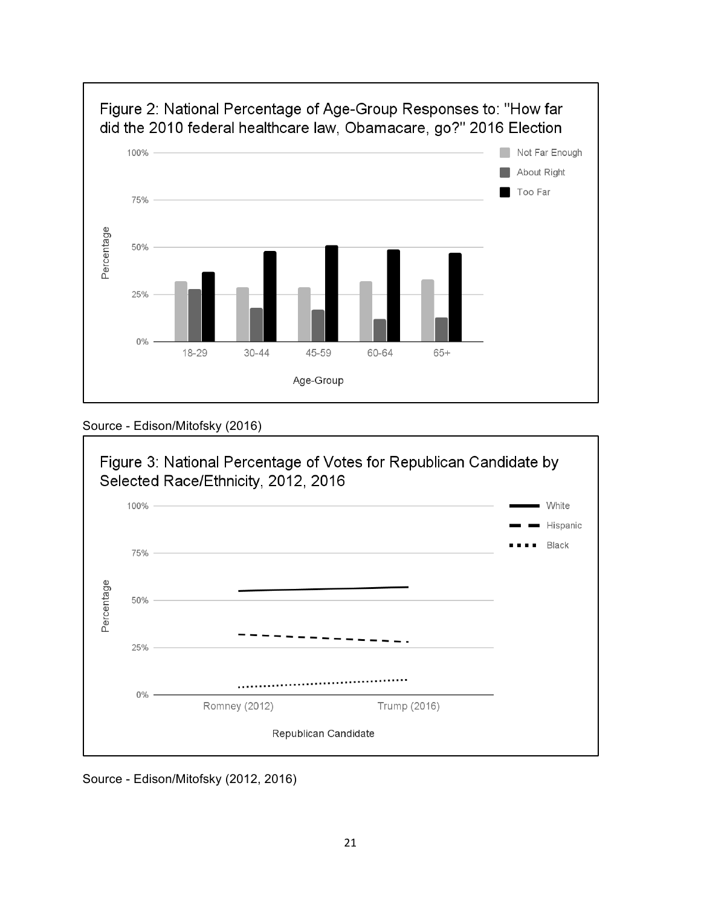Figure 2: National Percentage of Age-Group Responses to: "How far did the 2010 federal healthcare law, Obamacare, go?" 2016 Election

Source - Edison/Mitofsky (2016)

Figure 3: National Percentage of Votes for Republican Candidate by Selected Race/Ethnicity, 2012, 2016

Source - Edison/Mitofsky (2012, 2016)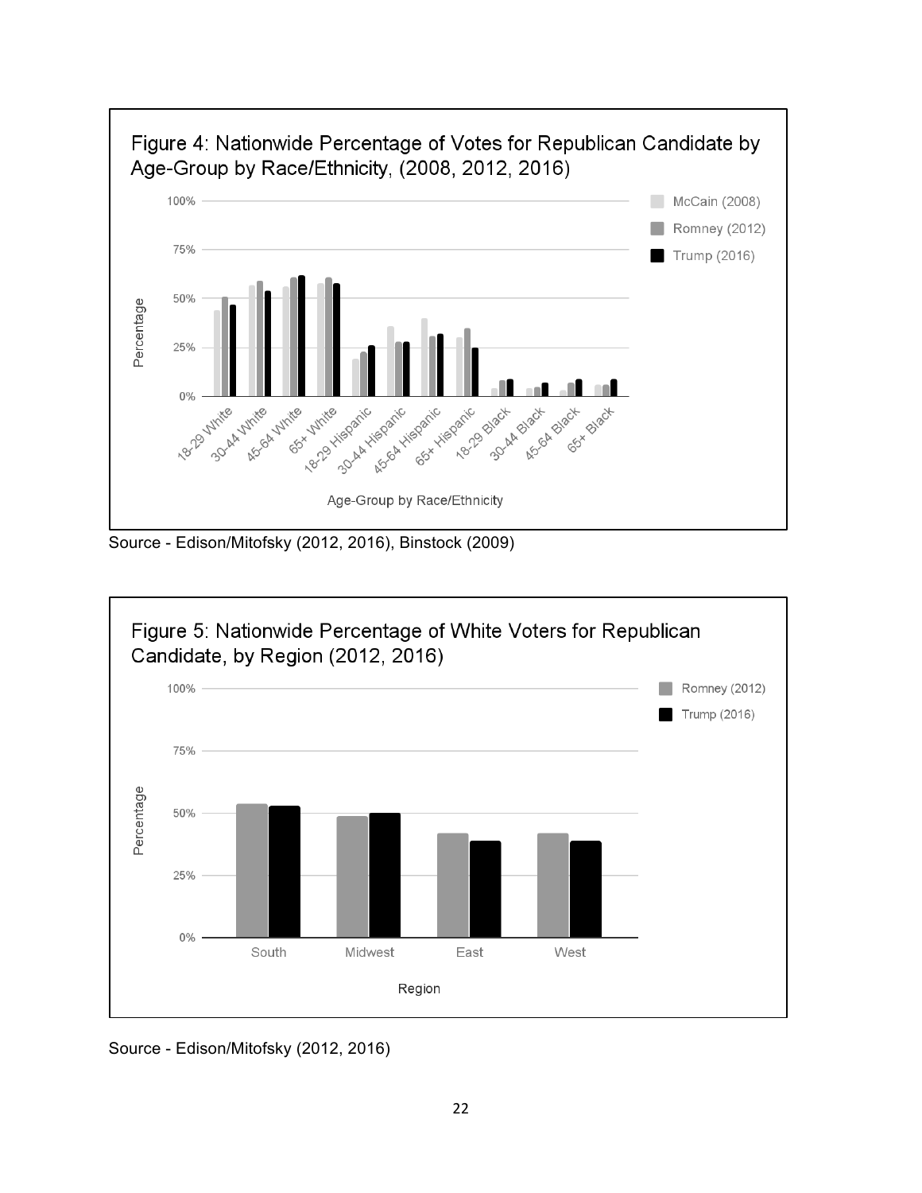Figure 4: Nationwide Percentage of Votes for Republican Candidate by Age-Group by Race/Ethnicity, (2008, 2012, 2016)

Source - Edison/Mitofsky (2012, 2016), Binstock (2009)

Figure 5: Nationwide Percentage of White Voters for Republican Candidate, by Region (2012, 2016)

Source - Edison/Mitofsky (2012, 2016)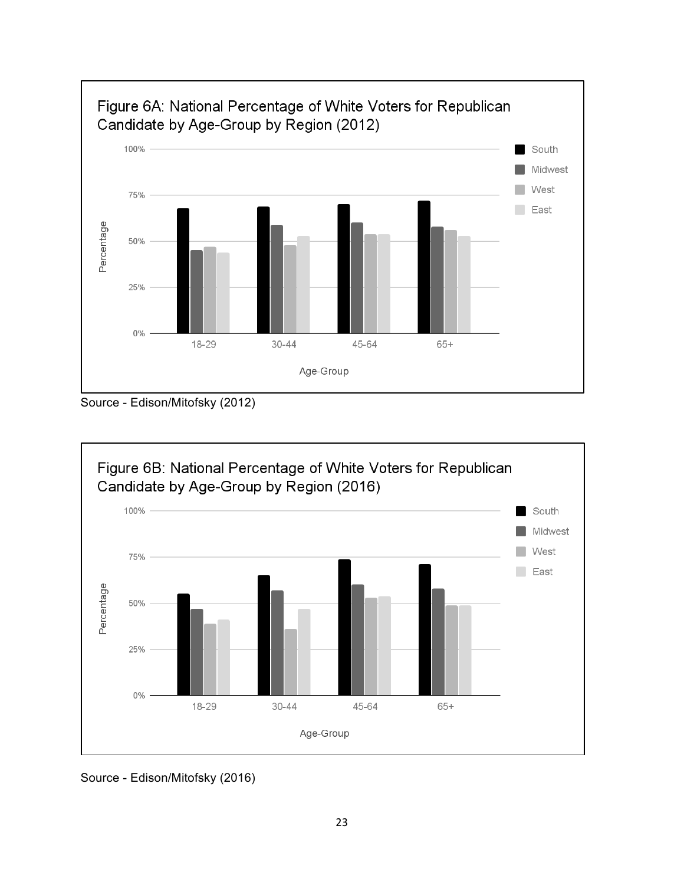Figure 6A: National Percentage of White Voters for Republican Candidate by Age-Group by Region (2012)

100%
75%
50%
25%
0%

Percentage

18-29
30-44
45-64
65+

Age-Group

South
Midwest
West
East

Source - Edison/Mitofsky (2012)

Figure 6B: National Percentage of White Voters for Republican Candidate by Age-Group by Region (2016)

100%
75%
50%
25%
0%

Percentage

18-29
30-44
45-64
65+

Age-Group

South
Midwest
West
East

Source - Edison/Mitofsky (2016)